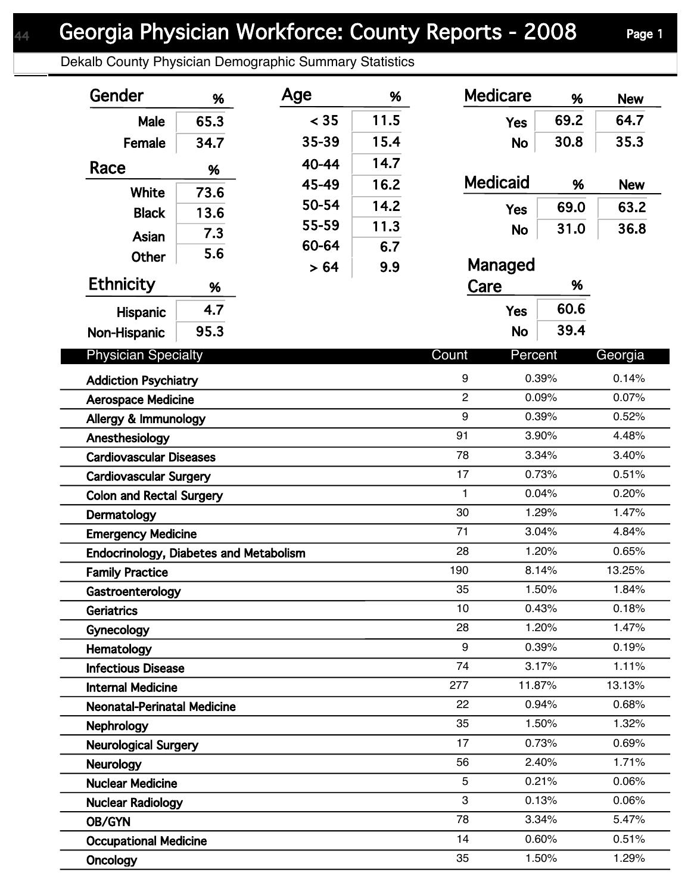# Georgia Physician Workforce: County Reports - 2008

Dekalb County Physician Demographic Summary Statistics

### Gender

| Gender | % |
|---|---|
| Male | 65.3 |
| Female | 34.7 |

### Race

| Race | % |
|---|---|
| White | 73.6 |
| Black | 13.6 |
| Asian | 7.3 |
| Other | 5.6 |

### Ethnicity

| Ethnicity | % |
|---|---|
| Hispanic | 4.7 |
| Non-Hispanic | 95.3 |

### Age

| Age | % |
|---|---|
| < 35 | 11.5 |
| 35-39 | 15.4 |
| 40-44 | 14.7 |
| 45-49 | 16.2 |
| 50-54 | 14.2 |
| 55-59 | 11.3 |
| 60-64 | 6.7 |
| > 64 | 9.9 |

### Medicare

| Medicare | % | New |
|---|---|---|
| Yes | 69.2 | 64.7 |
| No | 30.8 | 35.3 |

### Medicaid

| Medicaid | % | New |
|---|---|---|
| Yes | 69.0 | 63.2 |
| No | 31.0 | 36.8 |

### Managed Care

| Managed Care | % |
|---|---|
| Yes | 60.6 |
| No | 39.4 |

| Physician Specialty | Count | Percent | Georgia |
|---|---|---|---|
| Addiction Psychiatry | 9 | 0.39% | 0.14% |
| Aerospace Medicine | 2 | 0.09% | 0.07% |
| Allergy & Immunology | 9 | 0.39% | 0.52% |
| Anesthesiology | 91 | 3.90% | 4.48% |
| Cardiovascular Diseases | 78 | 3.34% | 3.40% |
| Cardiovascular Surgery | 17 | 0.73% | 0.51% |
| Colon and Rectal Surgery | 1 | 0.04% | 0.20% |
| Dermatology | 30 | 1.29% | 1.47% |
| Emergency Medicine | 71 | 3.04% | 4.84% |
| Endocrinology, Diabetes and Metabolism | 28 | 1.20% | 0.65% |
| Family Practice | 190 | 8.14% | 13.25% |
| Gastroenterology | 35 | 1.50% | 1.84% |
| Geriatrics | 10 | 0.43% | 0.18% |
| Gynecology | 28 | 1.20% | 1.47% |
| Hematology | 9 | 0.39% | 0.19% |
| Infectious Disease | 74 | 3.17% | 1.11% |
| Internal Medicine | 277 | 11.87% | 13.13% |
| Neonatal-Perinatal Medicine | 22 | 0.94% | 0.68% |
| Nephrology | 35 | 1.50% | 1.32% |
| Neurological Surgery | 17 | 0.73% | 0.69% |
| Neurology | 56 | 2.40% | 1.71% |
| Nuclear Medicine | 5 | 0.21% | 0.06% |
| Nuclear Radiology | 3 | 0.13% | 0.06% |
| OB/GYN | 78 | 3.34% | 5.47% |
| Occupational Medicine | 14 | 0.60% | 0.51% |
| Oncology | 35 | 1.50% | 1.29% |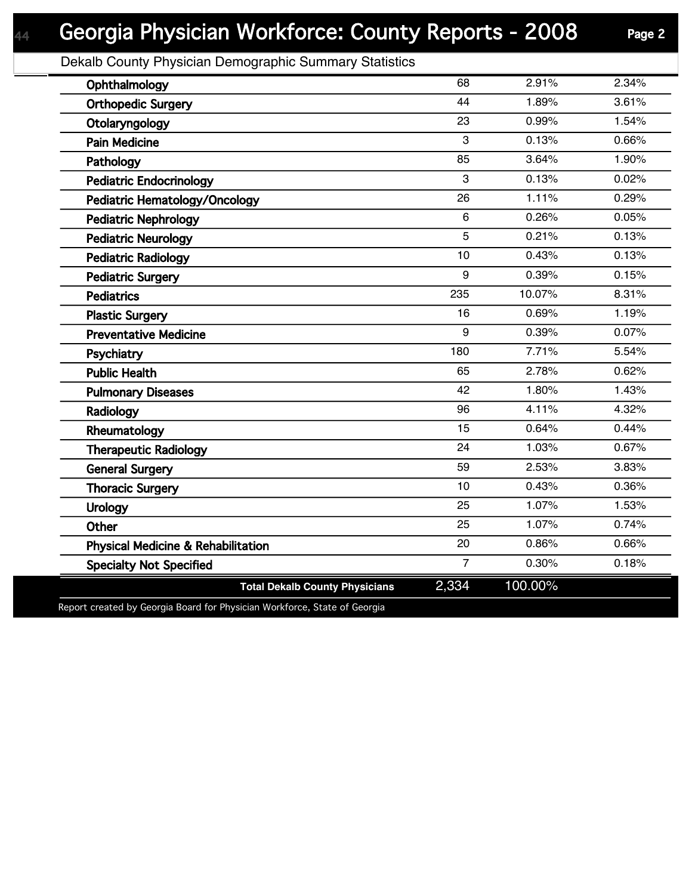Dekalb County Physician Demographic Summary Statistics

| | | | |
|---|---|---|---|
| **Ophthalmology** | 68 | 2.91% | 2.34% |
| **Orthopedic Surgery** | 44 | 1.89% | 3.61% |
| **Otolaryngology** | 23 | 0.99% | 1.54% |
| **Pain Medicine** | 3 | 0.13% | 0.66% |
| **Pathology** | 85 | 3.64% | 1.90% |
| **Pediatric Endocrinology** | 3 | 0.13% | 0.02% |
| **Pediatric Hematology/Oncology** | 26 | 1.11% | 0.29% |
| **Pediatric Nephrology** | 6 | 0.26% | 0.05% |
| **Pediatric Neurology** | 5 | 0.21% | 0.13% |
| **Pediatric Radiology** | 10 | 0.43% | 0.13% |
| **Pediatric Surgery** | 9 | 0.39% | 0.15% |
| **Pediatrics** | 235 | 10.07% | 8.31% |
| **Plastic Surgery** | 16 | 0.69% | 1.19% |
| **Preventative Medicine** | 9 | 0.39% | 0.07% |
| **Psychiatry** | 180 | 7.71% | 5.54% |
| **Public Health** | 65 | 2.78% | 0.62% |
| **Pulmonary Diseases** | 42 | 1.80% | 1.43% |
| **Radiology** | 96 | 4.11% | 4.32% |
| **Rheumatology** | 15 | 0.64% | 0.44% |
| **Therapeutic Radiology** | 24 | 1.03% | 0.67% |
| **General Surgery** | 59 | 2.53% | 3.83% |
| **Thoracic Surgery** | 10 | 0.43% | 0.36% |
| **Urology** | 25 | 1.07% | 1.53% |
| **Other** | 25 | 1.07% | 0.74% |
| **Physical Medicine & Rehabilitation** | 20 | 0.86% | 0.66% |
| **Specialty Not Specified** | 7 | 0.30% | 0.18% |
| **Total Dekalb County Physicians** | 2,334 | 100.00% | |

Report created by Georgia Board for Physician Workforce, State of Georgia